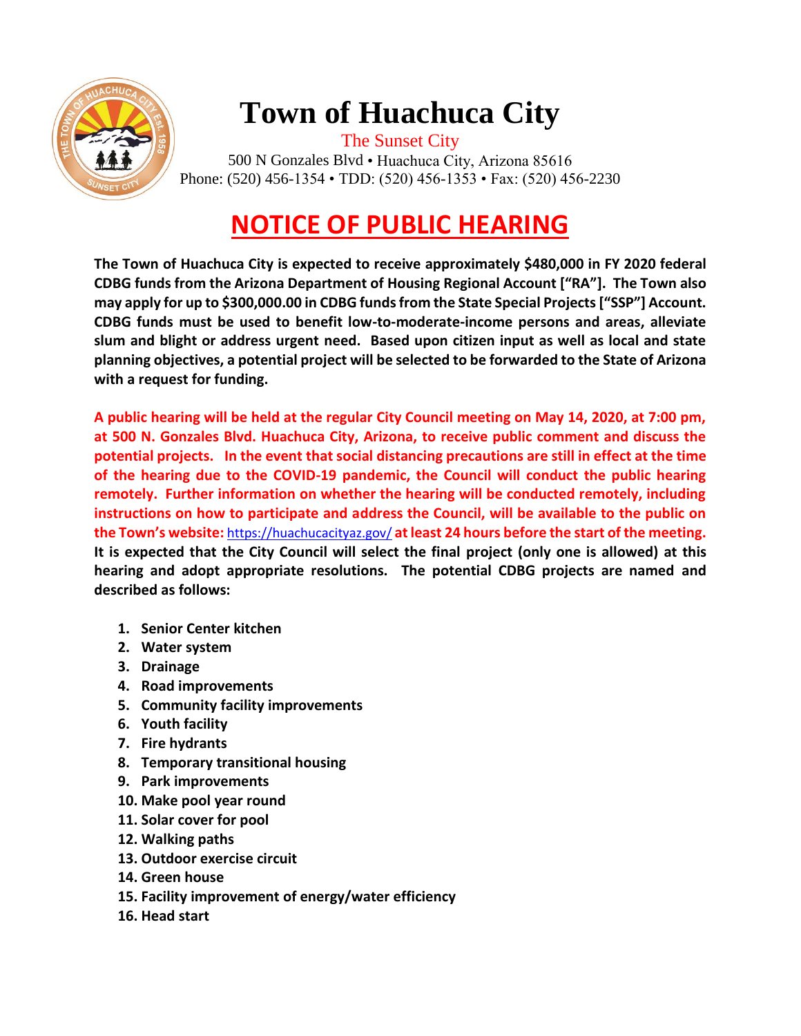# Town of Huachuca City

The Sunset City

500 N Gonzales Blvd • Huachuca City, Arizona 85616

Phone: (520) 456-1354 • TDD: (520) 456-1353 • Fax: (520) 456-2230

## NOTICE OF PUBLIC HEARING

**The Town of Huachuca City is expected to receive approximately $480,000 in FY 2020 federal CDBG funds from the Arizona Department of Housing Regional Account ["RA"]. The Town also may apply for up to $300,000.00 in CDBG funds from the State Special Projects ["SSP"] Account. CDBG funds must be used to benefit low-to-moderate-income persons and areas, alleviate slum and blight or address urgent need. Based upon citizen input as well as local and state planning objectives, a potential project will be selected to be forwarded to the State of Arizona with a request for funding.**

**A public hearing will be held at the regular City Council meeting on May 14, 2020, at 7:00 pm, at 500 N. Gonzales Blvd. Huachuca City, Arizona, to receive public comment and discuss the potential projects. In the event that social distancing precautions are still in effect at the time of the hearing due to the COVID-19 pandemic, the Council will conduct the public hearing remotely. Further information on whether the hearing will be conducted remotely, including instructions on how to participate and address the Council, will be available to the public on the Town's website:** https://huachucacityaz.gov/ **at least 24 hours before the start of the meeting. It is expected that the City Council will select the final project (only one is allowed) at this hearing and adopt appropriate resolutions. The potential CDBG projects are named and described as follows:**

1. **Senior Center kitchen**
2. **Water system**
3. **Drainage**
4. **Road improvements**
5. **Community facility improvements**
6. **Youth facility**
7. **Fire hydrants**
8. **Temporary transitional housing**
9. **Park improvements**
10. **Make pool year round**
11. **Solar cover for pool**
12. **Walking paths**
13. **Outdoor exercise circuit**
14. **Green house**
15. **Facility improvement of energy/water efficiency**
16. **Head start**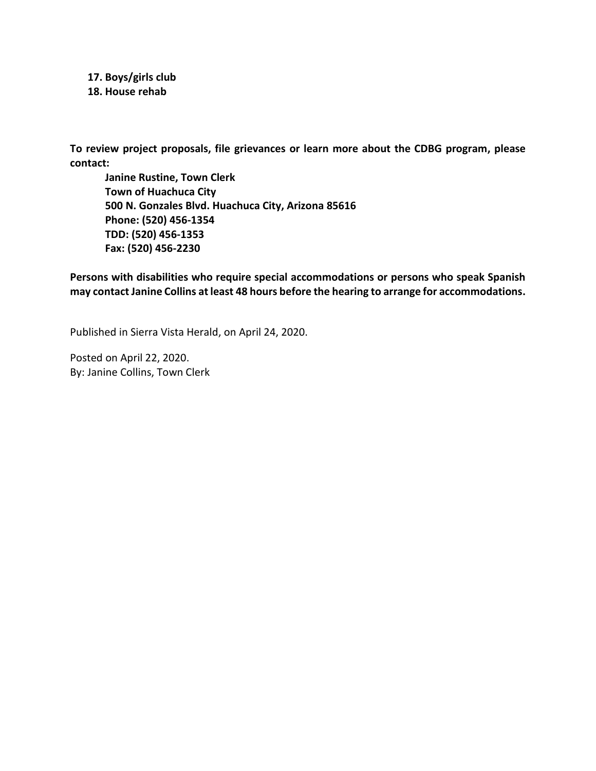17. **Boys/girls club**
18. **House rehab**

**To review project proposals, file grievances or learn more about the CDBG program, please contact:**

**Janine Rustine, Town Clerk**
**Town of Huachuca City**
**500 N. Gonzales Blvd. Huachuca City, Arizona 85616**
**Phone: (520) 456-1354**
**TDD: (520) 456-1353**
**Fax: (520) 456-2230**

**Persons with disabilities who require special accommodations or persons who speak Spanish may contact Janine Collins at least 48 hours before the hearing to arrange for accommodations.**

Published in Sierra Vista Herald, on April 24, 2020.

Posted on April 22, 2020.
By: Janine Collins, Town Clerk